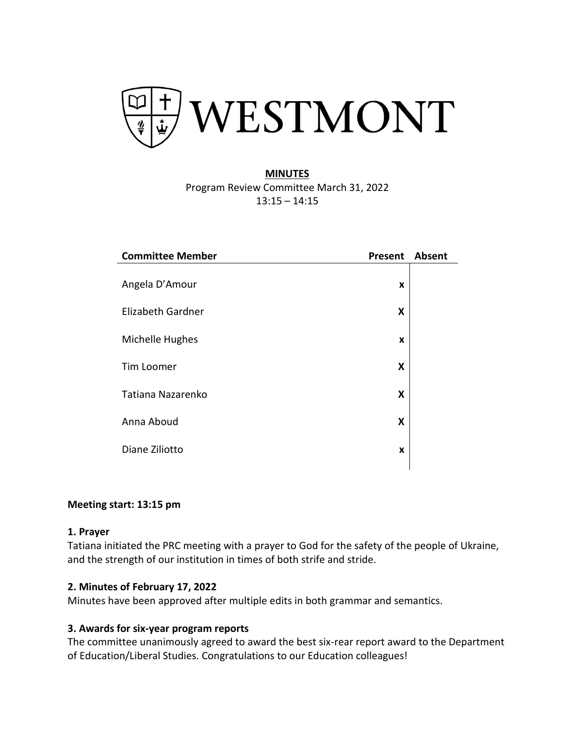# WESTMONT

**MINUTES**

Program Review Committee March 31, 2022

13:15 – 14:15

| Committee Member | Present | Absent |
|---|---|---|
| Angela D'Amour | x | |
| Elizabeth Gardner | X | |
| Michelle Hughes | x | |
| Tim Loomer | X | |
| Tatiana Nazarenko | X | |
| Anna Aboud | X | |
| Diane Ziliotto | x | |

**Meeting start: 13:15 pm**

**1. Prayer**

Tatiana initiated the PRC meeting with a prayer to God for the safety of the people of Ukraine, and the strength of our institution in times of both strife and stride.

**2. Minutes of February 17, 2022**

Minutes have been approved after multiple edits in both grammar and semantics.

**3. Awards for six-year program reports**

The committee unanimously agreed to award the best six-rear report award to the Department of Education/Liberal Studies. Congratulations to our Education colleagues!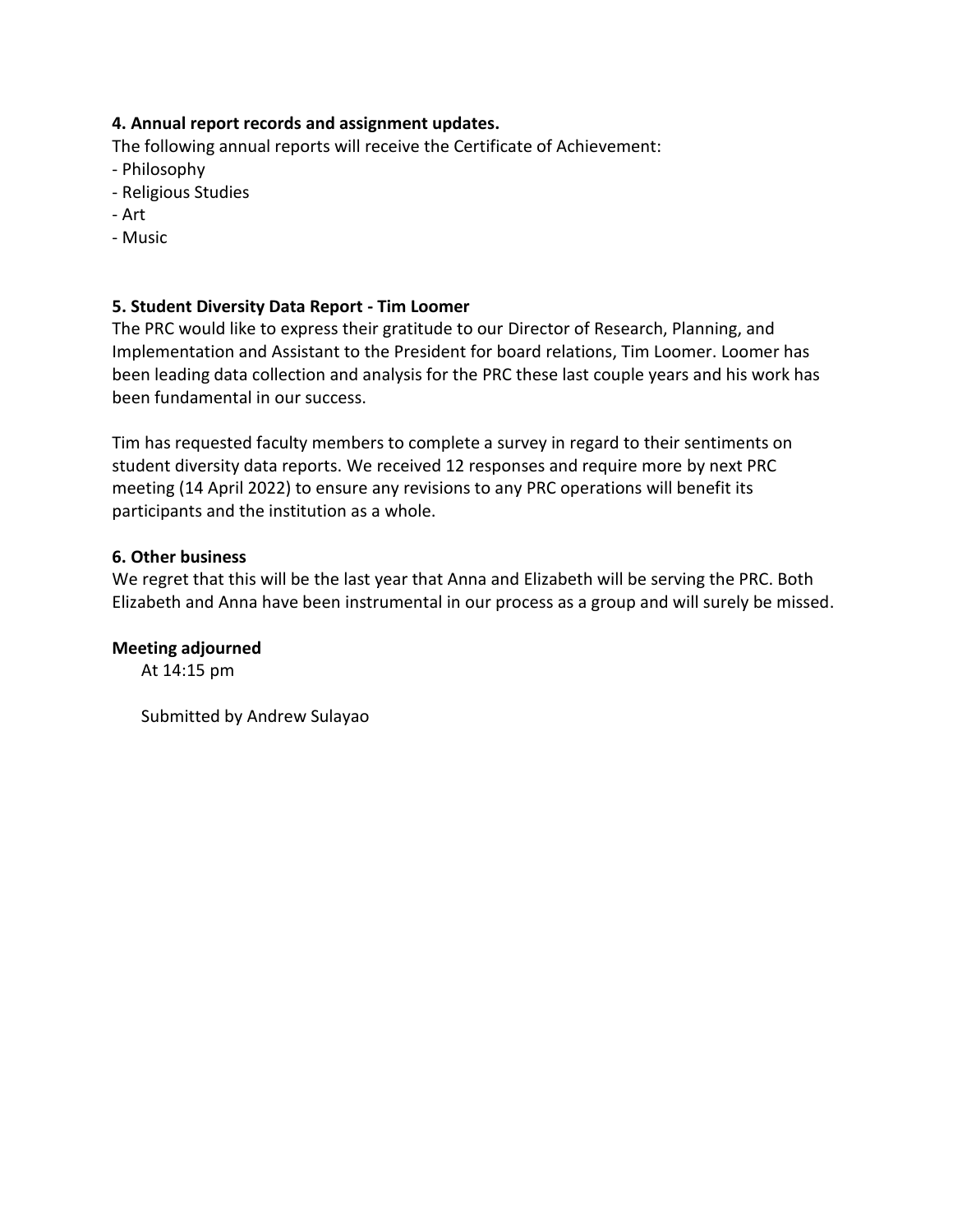**4. Annual report records and assignment updates.**

The following annual reports will receive the Certificate of Achievement:

- Philosophy
- Religious Studies
- Art
- Music

**5. Student Diversity Data Report - Tim Loomer**

The PRC would like to express their gratitude to our Director of Research, Planning, and Implementation and Assistant to the President for board relations, Tim Loomer. Loomer has been leading data collection and analysis for the PRC these last couple years and his work has been fundamental in our success.

Tim has requested faculty members to complete a survey in regard to their sentiments on student diversity data reports. We received 12 responses and require more by next PRC meeting (14 April 2022) to ensure any revisions to any PRC operations will benefit its participants and the institution as a whole.

**6. Other business**

We regret that this will be the last year that Anna and Elizabeth will be serving the PRC. Both Elizabeth and Anna have been instrumental in our process as a group and will surely be missed.

**Meeting adjourned**

At 14:15 pm

Submitted by Andrew Sulayao